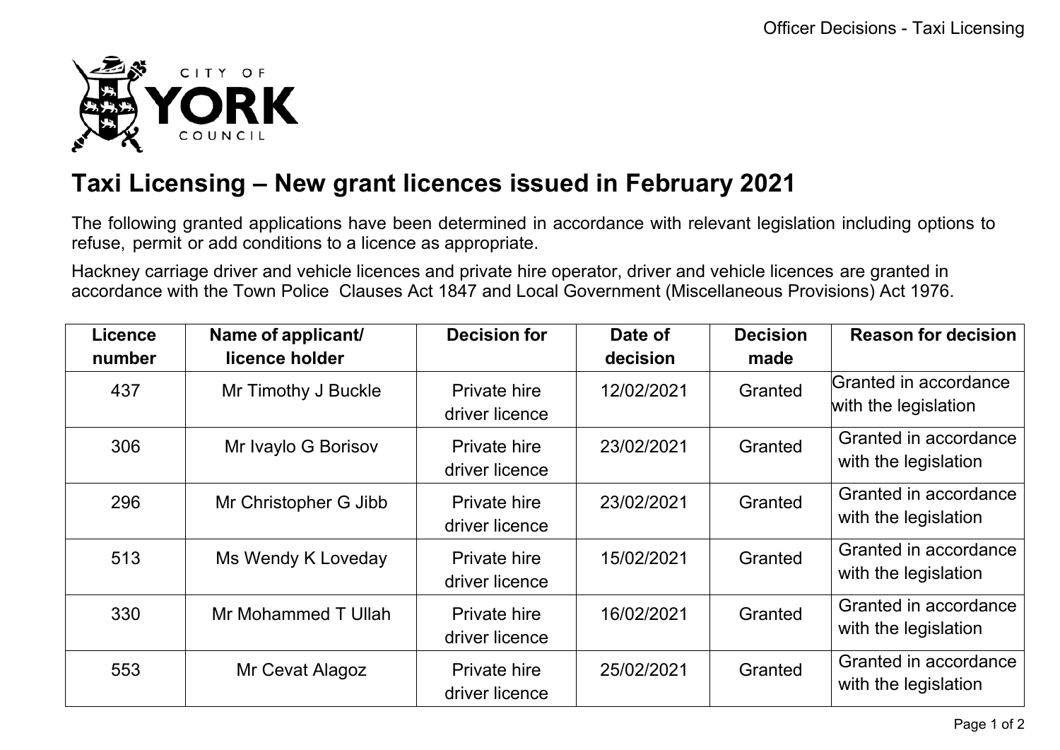# Taxi Licensing – New grant licences issued in February 2021

The following granted applications have been determined in accordance with relevant legislation including options to refuse, permit or add conditions to a licence as appropriate.

Hackney carriage driver and vehicle licences and private hire operator, driver and vehicle licences are granted in accordance with the Town Police Clauses Act 1847 and Local Government (Miscellaneous Provisions) Act 1976.

| Licence number | Name of applicant/ licence holder | Decision for | Date of decision | Decision made | Reason for decision |
|---|---|---|---|---|---|
| 437 | Mr Timothy J Buckle | Private hire driver licence | 12/02/2021 | Granted | Granted in accordance with the legislation |
| 306 | Mr Ivaylo G Borisov | Private hire driver licence | 23/02/2021 | Granted | Granted in accordance with the legislation |
| 296 | Mr Christopher G Jibb | Private hire driver licence | 23/02/2021 | Granted | Granted in accordance with the legislation |
| 513 | Ms Wendy K Loveday | Private hire driver licence | 15/02/2021 | Granted | Granted in accordance with the legislation |
| 330 | Mr Mohammed T Ullah | Private hire driver licence | 16/02/2021 | Granted | Granted in accordance with the legislation |
| 553 | Mr Cevat Alagoz | Private hire driver licence | 25/02/2021 | Granted | Granted in accordance with the legislation |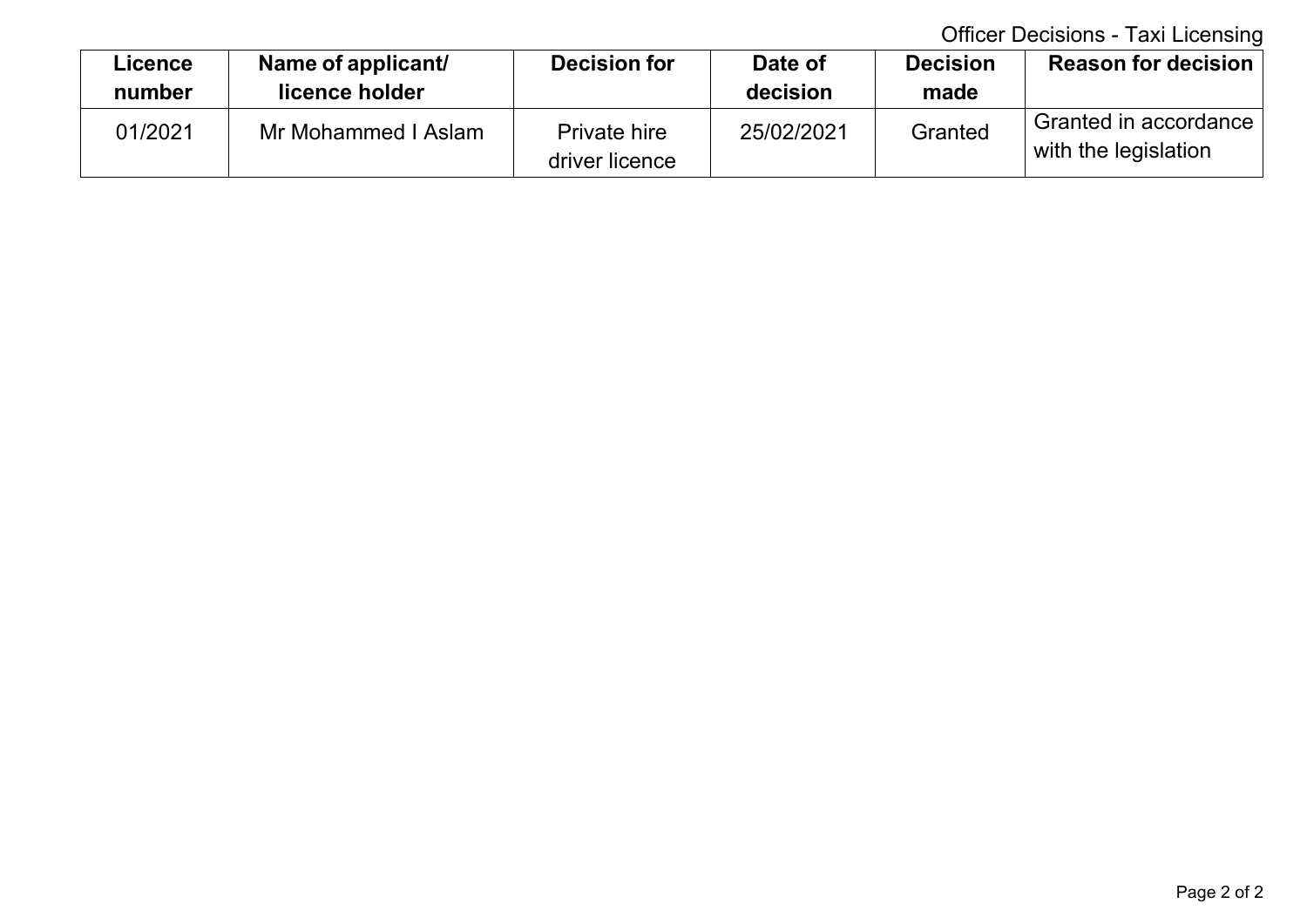| Licence number | Name of applicant/ licence holder | Decision for | Date of decision | Decision made | Reason for decision |
|---|---|---|---|---|---|
| 01/2021 | Mr Mohammed I Aslam | Private hire driver licence | 25/02/2021 | Granted | Granted in accordance with the legislation |